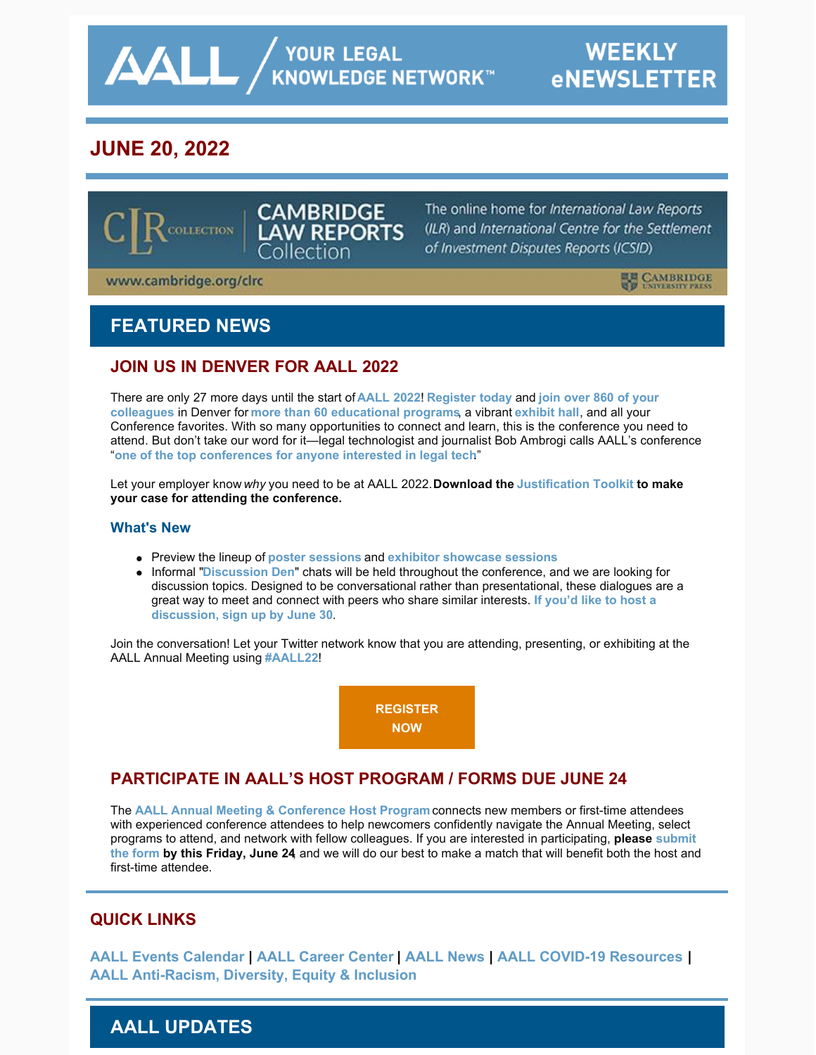# AALL / YOUR LEGAL KNOWLEDGE NETWORK™ — WEEKLY eNEWSLETTER

## JUNE 20, 2022

CAMBRIDGE LAW REPORTS Collection — The online home for *International Law Reports* (ILR) and *International Centre for the Settlement of Investment Disputes Reports* (ICSID) — www.cambridge.org/clrc — Cambridge University Press

## FEATURED NEWS

### JOIN US IN DENVER FOR AALL 2022

There are only 27 more days until the start of **AALL 2022**! **Register today** and **join over 860 of your colleagues** in Denver for **more than 60 educational programs**, a vibrant **exhibit hall**, and all your Conference favorites. With so many opportunities to connect and learn, this is the conference you need to attend. But don't take our word for it—legal technologist and journalist Bob Ambrogi calls AALL's conference "**one of the top conferences for anyone interested in legal tech**"

Let your employer know *why* you need to be at AALL 2022. **Download the Justification Toolkit to make your case for attending the conference.**

#### What's New

- Preview the lineup of **poster sessions** and **exhibitor showcase sessions**
- Informal "**Discussion Den**" chats will be held throughout the conference, and we are looking for discussion topics. Designed to be conversational rather than presentational, these dialogues are a great way to meet and connect with peers who share similar interests. **If you'd like to host a discussion, sign up by June 30**.

Join the conversation! Let your Twitter network know that you are attending, presenting, or exhibiting at the AALL Annual Meeting using **#AALL22**!

**REGISTER NOW**

### PARTICIPATE IN AALL'S HOST PROGRAM / FORMS DUE JUNE 24

The **AALL Annual Meeting & Conference Host Program** connects new members or first-time attendees with experienced conference attendees to help newcomers confidently navigate the Annual Meeting, select programs to attend, and network with fellow colleagues. If you are interested in participating, **please submit the form by this Friday, June 24**, and we will do our best to make a match that will benefit both the host and first-time attendee.

## QUICK LINKS

**AALL Events Calendar** | **AALL Career Center** | **AALL News** | **AALL COVID-19 Resources** | **AALL Anti-Racism, Diversity, Equity & Inclusion**

## AALL UPDATES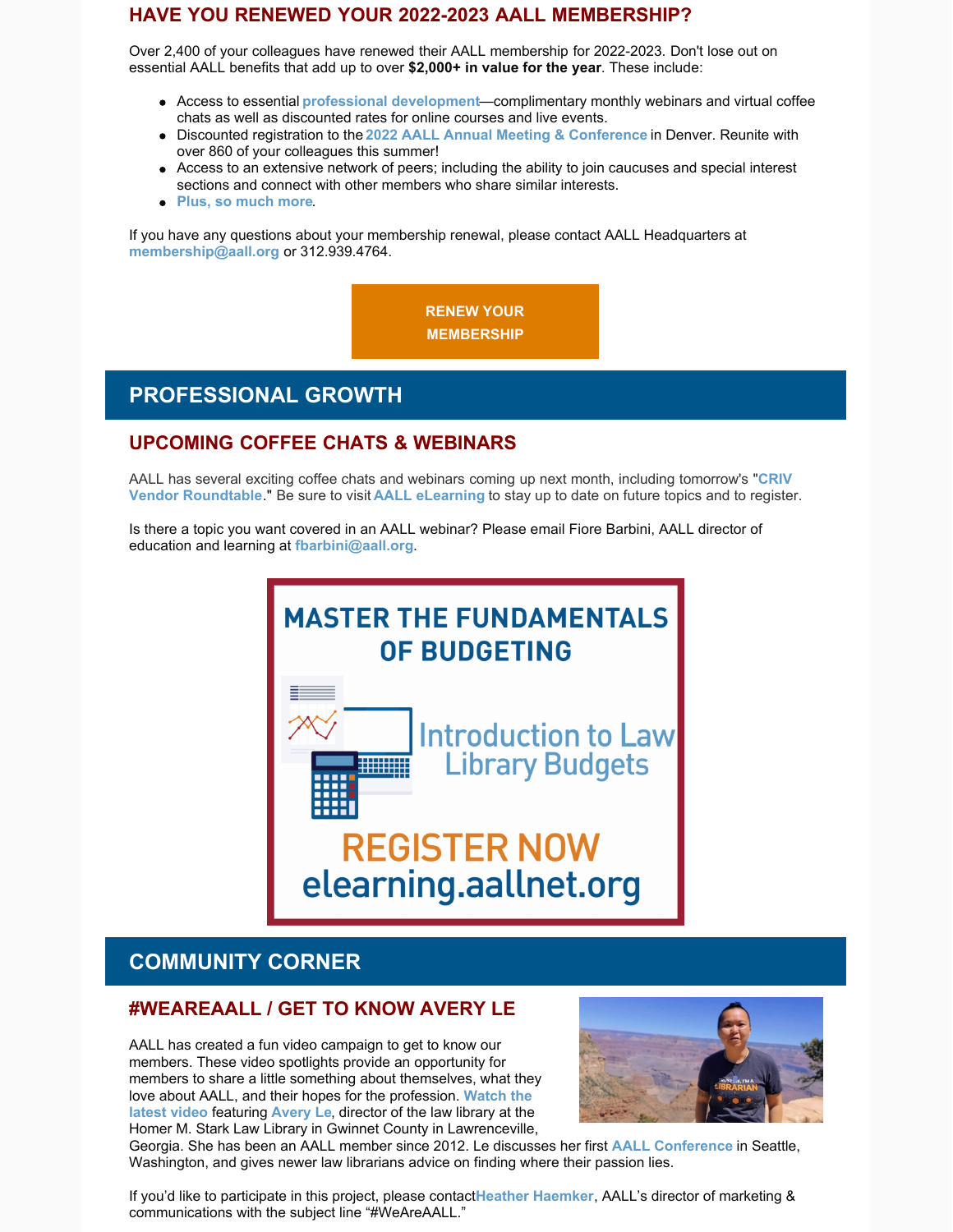## HAVE YOU RENEWED YOUR 2022-2023 AALL MEMBERSHIP?

Over 2,400 of your colleagues have renewed their AALL membership for 2022-2023. Don't lose out on essential AALL benefits that add up to over **$2,000+ in value for the year**. These include:

- Access to essential **professional development**—complimentary monthly webinars and virtual coffee chats as well as discounted rates for online courses and live events.
- Discounted registration to the **2022 AALL Annual Meeting & Conference** in Denver. Reunite with over 860 of your colleagues this summer!
- Access to an extensive network of peers; including the ability to join caucuses and special interest sections and connect with other members who share similar interests.
- **Plus, so much more**.

If you have any questions about your membership renewal, please contact AALL Headquarters at **membership@aall.org** or 312.939.4764.

**RENEW YOUR MEMBERSHIP**

# PROFESSIONAL GROWTH

## UPCOMING COFFEE CHATS & WEBINARS

AALL has several exciting coffee chats and webinars coming up next month, including tomorrow's "**CRIV Vendor Roundtable**." Be sure to visit **AALL eLearning** to stay up to date on future topics and to register.

Is there a topic you want covered in an AALL webinar? Please email Fiore Barbini, AALL director of education and learning at **fbarbini@aall.org**.

MASTER THE FUNDAMENTALS OF BUDGETING

Introduction to Law Library Budgets

REGISTER NOW
elearning.aallnet.org

# COMMUNITY CORNER

## #WEAREAALL / GET TO KNOW AVERY LE

AALL has created a fun video campaign to get to know our members. These video spotlights provide an opportunity for members to share a little something about themselves, what they love about AALL, and their hopes for the profession. **Watch the latest video** featuring **Avery Le**, director of the law library at the Homer M. Stark Law Library in Gwinnet County in Lawrenceville, Georgia. She has been an AALL member since 2012. Le discusses her first **AALL Conference** in Seattle, Washington, and gives newer law librarians advice on finding where their passion lies.

If you'd like to participate in this project, please contact**Heather Haemker**, AALL's director of marketing & communications with the subject line "#WeAreAALL."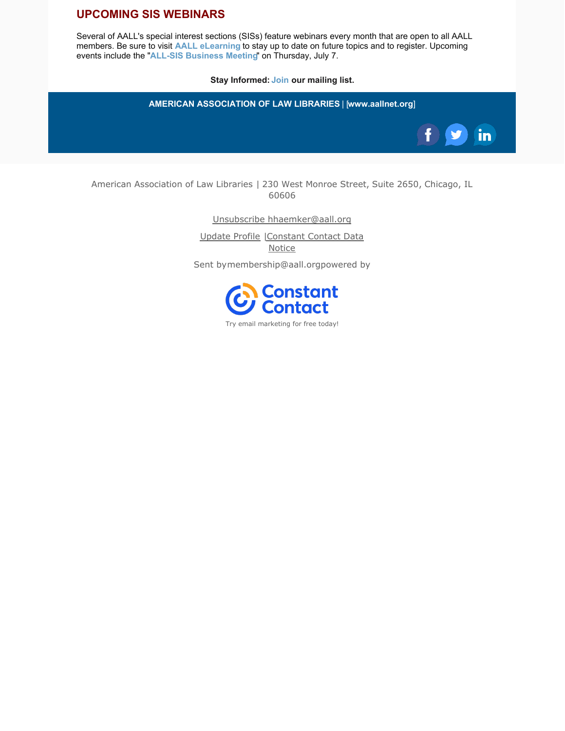## UPCOMING SIS WEBINARS

Several of AALL's special interest sections (SISs) feature webinars every month that are open to all AALL members. Be sure to visit **AALL eLearning** to stay up to date on future topics and to register. Upcoming events include the "**ALL-SIS Business Meeting**" on Thursday, July 7.

**Stay Informed: Join our mailing list.**

**AMERICAN ASSOCIATION OF LAW LIBRARIES** | [**www.aallnet.org**]

American Association of Law Libraries | 230 West Monroe Street, Suite 2650, Chicago, IL 60606

Unsubscribe hhaemker@aall.org

Update Profile |Constant Contact Data Notice

Sent by membership@aall.org powered by

Constant Contact

Try email marketing for free today!